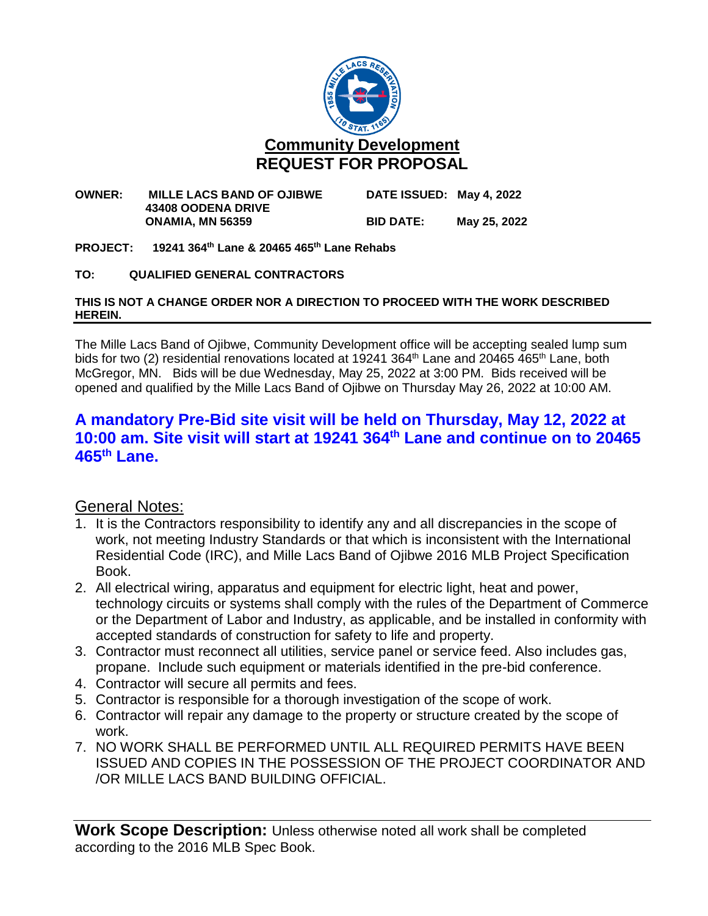# Community Development

# REQUEST FOR PROPOSAL

**OWNER:** **MILLE LACS BAND OF OJIBWE**
**43408 OODENA DRIVE**
**ONAMIA, MN 56359**

**DATE ISSUED:** **May 4, 2022**

**BID DATE:** **May 25, 2022**

**PROJECT:** **19241 364th Lane & 20465 465th Lane Rehabs**

**TO:** **QUALIFIED GENERAL CONTRACTORS**

**THIS IS NOT A CHANGE ORDER NOR A DIRECTION TO PROCEED WITH THE WORK DESCRIBED HEREIN.**

---

The Mille Lacs Band of Ojibwe, Community Development office will be accepting sealed lump sum bids for two (2) residential renovations located at 19241 364th Lane and 20465 465th Lane, both McGregor, MN. Bids will be due Wednesday, May 25, 2022 at 3:00 PM. Bids received will be opened and qualified by the Mille Lacs Band of Ojibwe on Thursday May 26, 2022 at 10:00 AM.

**A mandatory Pre-Bid site visit will be held on Thursday, May 12, 2022 at 10:00 am. Site visit will start at 19241 364th Lane and continue on to 20465 465th Lane.**

## General Notes:

1. It is the Contractors responsibility to identify any and all discrepancies in the scope of work, not meeting Industry Standards or that which is inconsistent with the International Residential Code (IRC), and Mille Lacs Band of Ojibwe 2016 MLB Project Specification Book.
2. All electrical wiring, apparatus and equipment for electric light, heat and power, technology circuits or systems shall comply with the rules of the Department of Commerce or the Department of Labor and Industry, as applicable, and be installed in conformity with accepted standards of construction for safety to life and property.
3. Contractor must reconnect all utilities, service panel or service feed. Also includes gas, propane. Include such equipment or materials identified in the pre-bid conference.
4. Contractor will secure all permits and fees.
5. Contractor is responsible for a thorough investigation of the scope of work.
6. Contractor will repair any damage to the property or structure created by the scope of work.
7. NO WORK SHALL BE PERFORMED UNTIL ALL REQUIRED PERMITS HAVE BEEN ISSUED AND COPIES IN THE POSSESSION OF THE PROJECT COORDINATOR AND /OR MILLE LACS BAND BUILDING OFFICIAL.

---

**Work Scope Description:** Unless otherwise noted all work shall be completed according to the 2016 MLB Spec Book.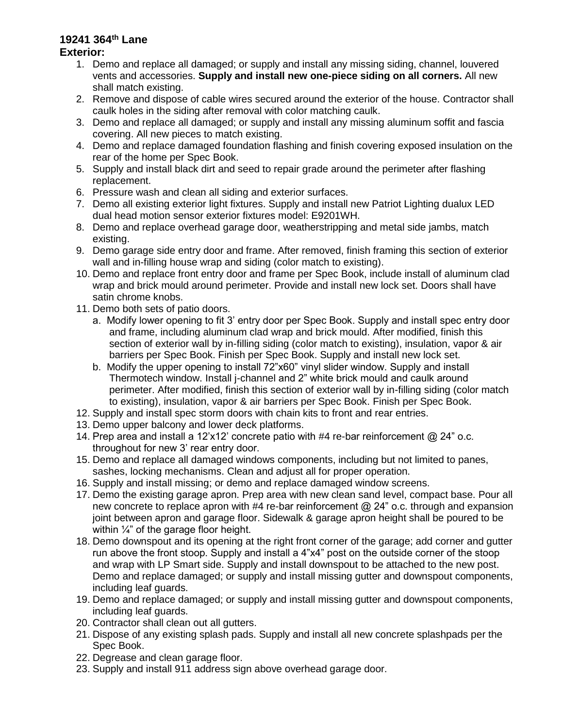**19241 364th Lane**

**Exterior:**

1. Demo and replace all damaged; or supply and install any missing siding, channel, louvered vents and accessories. **Supply and install new one-piece siding on all corners.** All new shall match existing.
2. Remove and dispose of cable wires secured around the exterior of the house. Contractor shall caulk holes in the siding after removal with color matching caulk.
3. Demo and replace all damaged; or supply and install any missing aluminum soffit and fascia covering. All new pieces to match existing.
4. Demo and replace damaged foundation flashing and finish covering exposed insulation on the rear of the home per Spec Book.
5. Supply and install black dirt and seed to repair grade around the perimeter after flashing replacement.
6. Pressure wash and clean all siding and exterior surfaces.
7. Demo all existing exterior light fixtures. Supply and install new Patriot Lighting dualux LED dual head motion sensor exterior fixtures model: E9201WH.
8. Demo and replace overhead garage door, weatherstripping and metal side jambs, match existing.
9. Demo garage side entry door and frame. After removed, finish framing this section of exterior wall and in-filling house wrap and siding (color match to existing).
10. Demo and replace front entry door and frame per Spec Book, include install of aluminum clad wrap and brick mould around perimeter. Provide and install new lock set. Doors shall have satin chrome knobs.
11. Demo both sets of patio doors.
    a. Modify lower opening to fit 3' entry door per Spec Book. Supply and install spec entry door and frame, including aluminum clad wrap and brick mould. After modified, finish this section of exterior wall by in-filling siding (color match to existing), insulation, vapor & air barriers per Spec Book. Finish per Spec Book. Supply and install new lock set.
    b. Modify the upper opening to install 72"x60" vinyl slider window. Supply and install Thermotech window. Install j-channel and 2" white brick mould and caulk around perimeter. After modified, finish this section of exterior wall by in-filling siding (color match to existing), insulation, vapor & air barriers per Spec Book. Finish per Spec Book.
12. Supply and install spec storm doors with chain kits to front and rear entries.
13. Demo upper balcony and lower deck platforms.
14. Prep area and install a 12'x12' concrete patio with #4 re-bar reinforcement @ 24" o.c. throughout for new 3' rear entry door.
15. Demo and replace all damaged windows components, including but not limited to panes, sashes, locking mechanisms. Clean and adjust all for proper operation.
16. Supply and install missing; or demo and replace damaged window screens.
17. Demo the existing garage apron. Prep area with new clean sand level, compact base. Pour all new concrete to replace apron with #4 re-bar reinforcement @ 24" o.c. through and expansion joint between apron and garage floor. Sidewalk & garage apron height shall be poured to be within ¼" of the garage floor height.
18. Demo downspout and its opening at the right front corner of the garage; add corner and gutter run above the front stoop. Supply and install a 4"x4" post on the outside corner of the stoop and wrap with LP Smart side. Supply and install downspout to be attached to the new post. Demo and replace damaged; or supply and install missing gutter and downspout components, including leaf guards.
19. Demo and replace damaged; or supply and install missing gutter and downspout components, including leaf guards.
20. Contractor shall clean out all gutters.
21. Dispose of any existing splash pads. Supply and install all new concrete splashpads per the Spec Book.
22. Degrease and clean garage floor.
23. Supply and install 911 address sign above overhead garage door.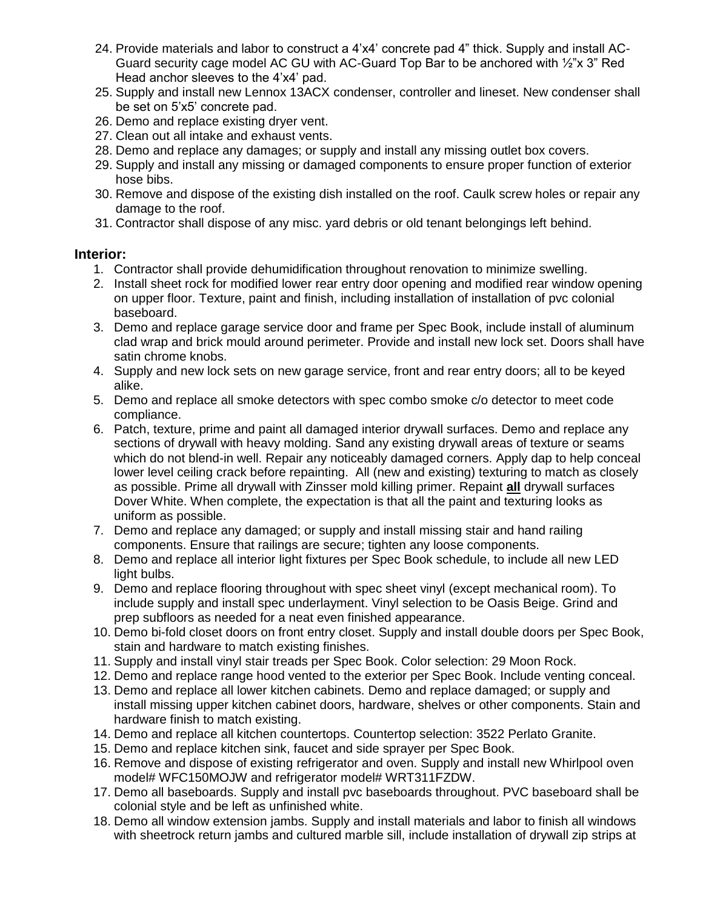24. Provide materials and labor to construct a 4'x4' concrete pad 4" thick. Supply and install AC-Guard security cage model AC GU with AC-Guard Top Bar to be anchored with ½"x 3" Red Head anchor sleeves to the 4'x4' pad.
25. Supply and install new Lennox 13ACX condenser, controller and lineset. New condenser shall be set on 5'x5' concrete pad.
26. Demo and replace existing dryer vent.
27. Clean out all intake and exhaust vents.
28. Demo and replace any damages; or supply and install any missing outlet box covers.
29. Supply and install any missing or damaged components to ensure proper function of exterior hose bibs.
30. Remove and dispose of the existing dish installed on the roof. Caulk screw holes or repair any damage to the roof.
31. Contractor shall dispose of any misc. yard debris or old tenant belongings left behind.

**Interior:**

1. Contractor shall provide dehumidification throughout renovation to minimize swelling.
2. Install sheet rock for modified lower rear entry door opening and modified rear window opening on upper floor. Texture, paint and finish, including installation of installation of pvc colonial baseboard.
3. Demo and replace garage service door and frame per Spec Book, include install of aluminum clad wrap and brick mould around perimeter. Provide and install new lock set. Doors shall have satin chrome knobs.
4. Supply and new lock sets on new garage service, front and rear entry doors; all to be keyed alike.
5. Demo and replace all smoke detectors with spec combo smoke c/o detector to meet code compliance.
6. Patch, texture, prime and paint all damaged interior drywall surfaces. Demo and replace any sections of drywall with heavy molding. Sand any existing drywall areas of texture or seams which do not blend-in well. Repair any noticeably damaged corners. Apply dap to help conceal lower level ceiling crack before repainting. All (new and existing) texturing to match as closely as possible. Prime all drywall with Zinsser mold killing primer. Repaint **all** drywall surfaces Dover White. When complete, the expectation is that all the paint and texturing looks as uniform as possible.
7. Demo and replace any damaged; or supply and install missing stair and hand railing components. Ensure that railings are secure; tighten any loose components.
8. Demo and replace all interior light fixtures per Spec Book schedule, to include all new LED light bulbs.
9. Demo and replace flooring throughout with spec sheet vinyl (except mechanical room). To include supply and install spec underlayment. Vinyl selection to be Oasis Beige. Grind and prep subfloors as needed for a neat even finished appearance.
10. Demo bi-fold closet doors on front entry closet. Supply and install double doors per Spec Book, stain and hardware to match existing finishes.
11. Supply and install vinyl stair treads per Spec Book. Color selection: 29 Moon Rock.
12. Demo and replace range hood vented to the exterior per Spec Book. Include venting conceal.
13. Demo and replace all lower kitchen cabinets. Demo and replace damaged; or supply and install missing upper kitchen cabinet doors, hardware, shelves or other components. Stain and hardware finish to match existing.
14. Demo and replace all kitchen countertops. Countertop selection: 3522 Perlato Granite.
15. Demo and replace kitchen sink, faucet and side sprayer per Spec Book.
16. Remove and dispose of existing refrigerator and oven. Supply and install new Whirlpool oven model# WFC150MOJW and refrigerator model# WRT311FZDW.
17. Demo all baseboards. Supply and install pvc baseboards throughout. PVC baseboard shall be colonial style and be left as unfinished white.
18. Demo all window extension jambs. Supply and install materials and labor to finish all windows with sheetrock return jambs and cultured marble sill, include installation of drywall zip strips at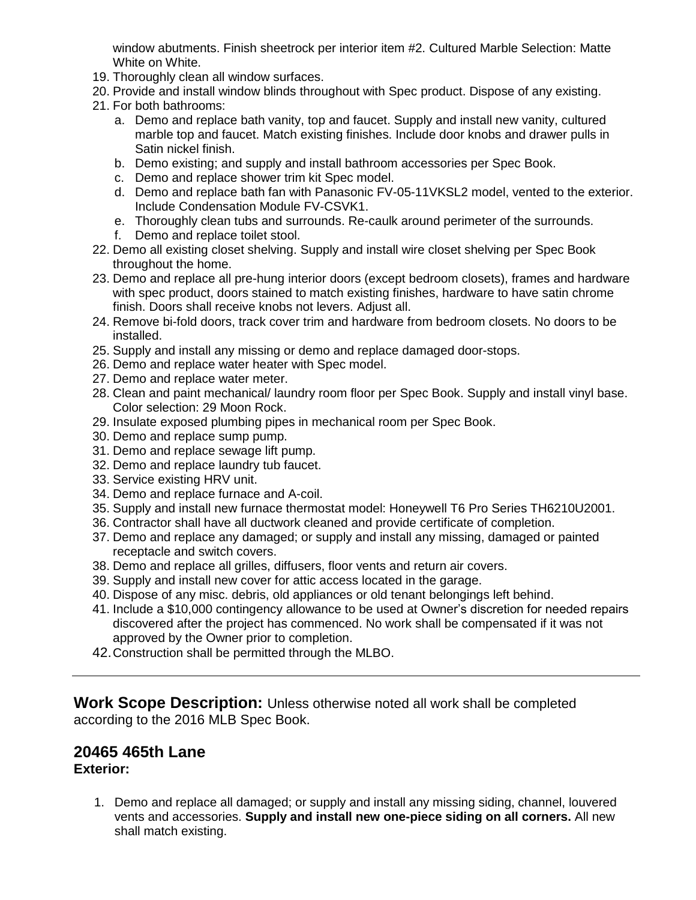window abutments. Finish sheetrock per interior item #2. Cultured Marble Selection: Matte White on White.

19. Thoroughly clean all window surfaces.
20. Provide and install window blinds throughout with Spec product. Dispose of any existing.
21. For both bathrooms:
    a. Demo and replace bath vanity, top and faucet. Supply and install new vanity, cultured marble top and faucet. Match existing finishes. Include door knobs and drawer pulls in Satin nickel finish.
    b. Demo existing; and supply and install bathroom accessories per Spec Book.
    c. Demo and replace shower trim kit Spec model.
    d. Demo and replace bath fan with Panasonic FV-05-11VKSL2 model, vented to the exterior. Include Condensation Module FV-CSVK1.
    e. Thoroughly clean tubs and surrounds. Re-caulk around perimeter of the surrounds.
    f. Demo and replace toilet stool.
22. Demo all existing closet shelving. Supply and install wire closet shelving per Spec Book throughout the home.
23. Demo and replace all pre-hung interior doors (except bedroom closets), frames and hardware with spec product, doors stained to match existing finishes, hardware to have satin chrome finish. Doors shall receive knobs not levers. Adjust all.
24. Remove bi-fold doors, track cover trim and hardware from bedroom closets. No doors to be installed.
25. Supply and install any missing or demo and replace damaged door-stops.
26. Demo and replace water heater with Spec model.
27. Demo and replace water meter.
28. Clean and paint mechanical/ laundry room floor per Spec Book. Supply and install vinyl base. Color selection: 29 Moon Rock.
29. Insulate exposed plumbing pipes in mechanical room per Spec Book.
30. Demo and replace sump pump.
31. Demo and replace sewage lift pump.
32. Demo and replace laundry tub faucet.
33. Service existing HRV unit.
34. Demo and replace furnace and A-coil.
35. Supply and install new furnace thermostat model: Honeywell T6 Pro Series TH6210U2001.
36. Contractor shall have all ductwork cleaned and provide certificate of completion.
37. Demo and replace any damaged; or supply and install any missing, damaged or painted receptacle and switch covers.
38. Demo and replace all grilles, diffusers, floor vents and return air covers.
39. Supply and install new cover for attic access located in the garage.
40. Dispose of any misc. debris, old appliances or old tenant belongings left behind.
41. Include a $10,000 contingency allowance to be used at Owner's discretion for needed repairs discovered after the project has commenced. No work shall be compensated if it was not approved by the Owner prior to completion.
42. Construction shall be permitted through the MLBO.

---

**Work Scope Description:** Unless otherwise noted all work shall be completed according to the 2016 MLB Spec Book.

## 20465 465th Lane

### Exterior:

1. Demo and replace all damaged; or supply and install any missing siding, channel, louvered vents and accessories. **Supply and install new one-piece siding on all corners.** All new shall match existing.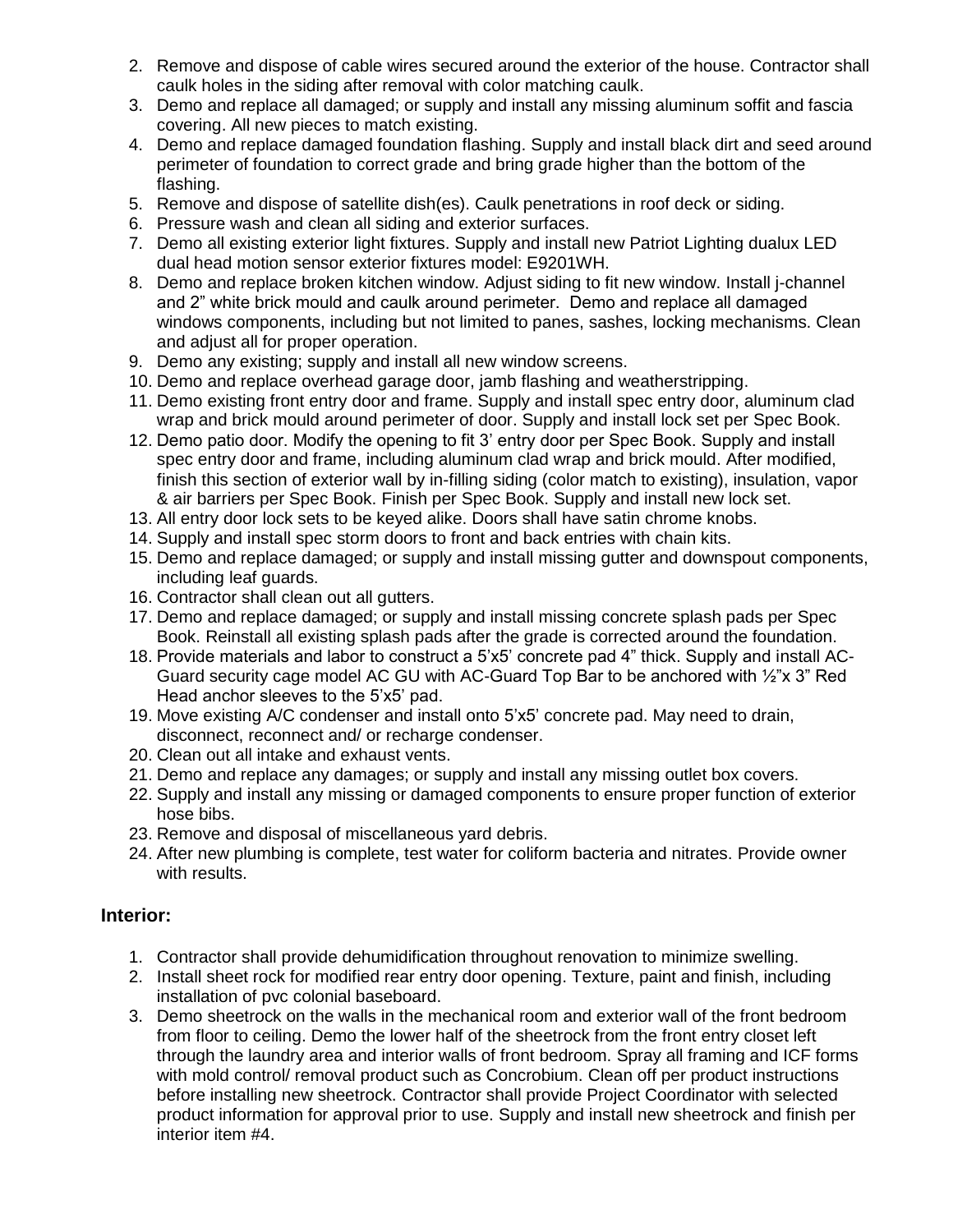2. Remove and dispose of cable wires secured around the exterior of the house. Contractor shall caulk holes in the siding after removal with color matching caulk.
3. Demo and replace all damaged; or supply and install any missing aluminum soffit and fascia covering. All new pieces to match existing.
4. Demo and replace damaged foundation flashing. Supply and install black dirt and seed around perimeter of foundation to correct grade and bring grade higher than the bottom of the flashing.
5. Remove and dispose of satellite dish(es). Caulk penetrations in roof deck or siding.
6. Pressure wash and clean all siding and exterior surfaces.
7. Demo all existing exterior light fixtures. Supply and install new Patriot Lighting dualux LED dual head motion sensor exterior fixtures model: E9201WH.
8. Demo and replace broken kitchen window. Adjust siding to fit new window. Install j-channel and 2" white brick mould and caulk around perimeter. Demo and replace all damaged windows components, including but not limited to panes, sashes, locking mechanisms. Clean and adjust all for proper operation.
9. Demo any existing; supply and install all new window screens.
10. Demo and replace overhead garage door, jamb flashing and weatherstripping.
11. Demo existing front entry door and frame. Supply and install spec entry door, aluminum clad wrap and brick mould around perimeter of door. Supply and install lock set per Spec Book.
12. Demo patio door. Modify the opening to fit 3' entry door per Spec Book. Supply and install spec entry door and frame, including aluminum clad wrap and brick mould. After modified, finish this section of exterior wall by in-filling siding (color match to existing), insulation, vapor & air barriers per Spec Book. Finish per Spec Book. Supply and install new lock set.
13. All entry door lock sets to be keyed alike. Doors shall have satin chrome knobs.
14. Supply and install spec storm doors to front and back entries with chain kits.
15. Demo and replace damaged; or supply and install missing gutter and downspout components, including leaf guards.
16. Contractor shall clean out all gutters.
17. Demo and replace damaged; or supply and install missing concrete splash pads per Spec Book. Reinstall all existing splash pads after the grade is corrected around the foundation.
18. Provide materials and labor to construct a 5'x5' concrete pad 4" thick. Supply and install AC-Guard security cage model AC GU with AC-Guard Top Bar to be anchored with ½"x 3" Red Head anchor sleeves to the 5'x5' pad.
19. Move existing A/C condenser and install onto 5'x5' concrete pad. May need to drain, disconnect, reconnect and/ or recharge condenser.
20. Clean out all intake and exhaust vents.
21. Demo and replace any damages; or supply and install any missing outlet box covers.
22. Supply and install any missing or damaged components to ensure proper function of exterior hose bibs.
23. Remove and disposal of miscellaneous yard debris.
24. After new plumbing is complete, test water for coliform bacteria and nitrates. Provide owner with results.

**Interior:**

1. Contractor shall provide dehumidification throughout renovation to minimize swelling.
2. Install sheet rock for modified rear entry door opening. Texture, paint and finish, including installation of pvc colonial baseboard.
3. Demo sheetrock on the walls in the mechanical room and exterior wall of the front bedroom from floor to ceiling. Demo the lower half of the sheetrock from the front entry closet left through the laundry area and interior walls of front bedroom. Spray all framing and ICF forms with mold control/ removal product such as Concrobium. Clean off per product instructions before installing new sheetrock. Contractor shall provide Project Coordinator with selected product information for approval prior to use. Supply and install new sheetrock and finish per interior item #4.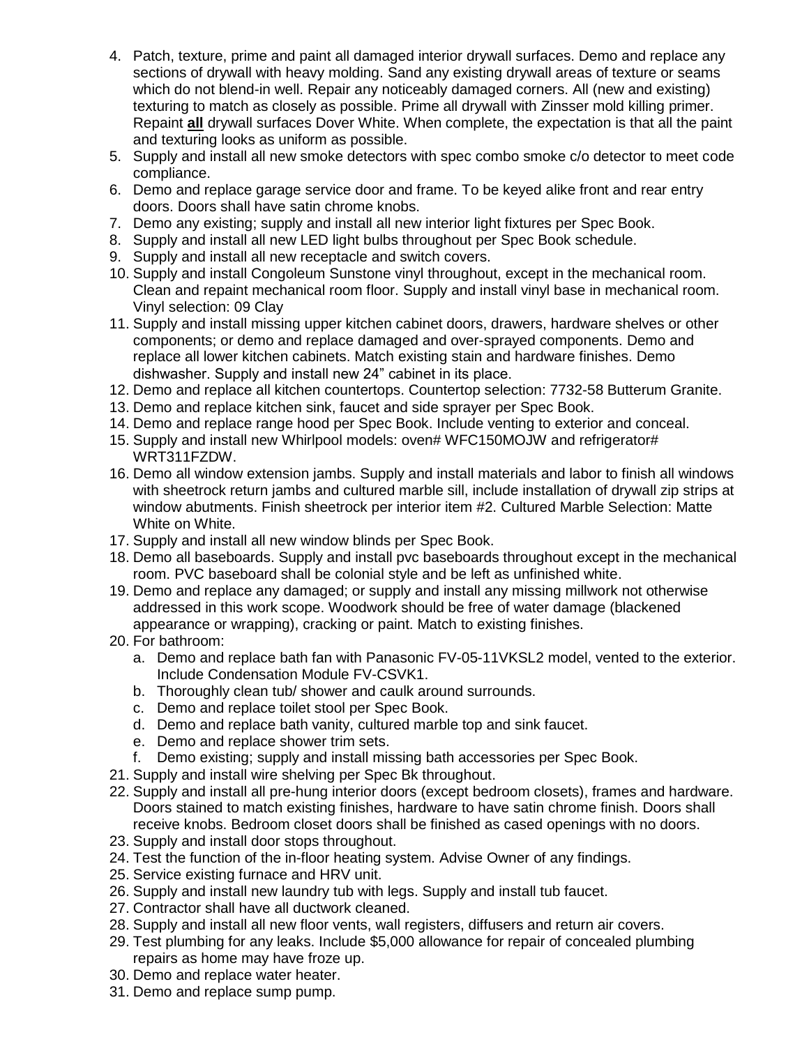4. Patch, texture, prime and paint all damaged interior drywall surfaces. Demo and replace any sections of drywall with heavy molding. Sand any existing drywall areas of texture or seams which do not blend-in well. Repair any noticeably damaged corners. All (new and existing) texturing to match as closely as possible. Prime all drywall with Zinsser mold killing primer. Repaint **<u>all</u>** drywall surfaces Dover White. When complete, the expectation is that all the paint and texturing looks as uniform as possible.
5. Supply and install all new smoke detectors with spec combo smoke c/o detector to meet code compliance.
6. Demo and replace garage service door and frame. To be keyed alike front and rear entry doors. Doors shall have satin chrome knobs.
7. Demo any existing; supply and install all new interior light fixtures per Spec Book.
8. Supply and install all new LED light bulbs throughout per Spec Book schedule.
9. Supply and install all new receptacle and switch covers.
10. Supply and install Congoleum Sunstone vinyl throughout, except in the mechanical room. Clean and repaint mechanical room floor. Supply and install vinyl base in mechanical room. Vinyl selection: 09 Clay
11. Supply and install missing upper kitchen cabinet doors, drawers, hardware shelves or other components; or demo and replace damaged and over-sprayed components. Demo and replace all lower kitchen cabinets. Match existing stain and hardware finishes. Demo dishwasher. Supply and install new 24" cabinet in its place.
12. Demo and replace all kitchen countertops. Countertop selection: 7732-58 Butterum Granite.
13. Demo and replace kitchen sink, faucet and side sprayer per Spec Book.
14. Demo and replace range hood per Spec Book. Include venting to exterior and conceal.
15. Supply and install new Whirlpool models: oven# WFC150MOJW and refrigerator# WRT311FZDW.
16. Demo all window extension jambs. Supply and install materials and labor to finish all windows with sheetrock return jambs and cultured marble sill, include installation of drywall zip strips at window abutments. Finish sheetrock per interior item #2. Cultured Marble Selection: Matte White on White.
17. Supply and install all new window blinds per Spec Book.
18. Demo all baseboards. Supply and install pvc baseboards throughout except in the mechanical room. PVC baseboard shall be colonial style and be left as unfinished white.
19. Demo and replace any damaged; or supply and install any missing millwork not otherwise addressed in this work scope. Woodwork should be free of water damage (blackened appearance or wrapping), cracking or paint. Match to existing finishes.
20. For bathroom:
    a. Demo and replace bath fan with Panasonic FV-05-11VKSL2 model, vented to the exterior. Include Condensation Module FV-CSVK1.
    b. Thoroughly clean tub/ shower and caulk around surrounds.
    c. Demo and replace toilet stool per Spec Book.
    d. Demo and replace bath vanity, cultured marble top and sink faucet.
    e. Demo and replace shower trim sets.
    f. Demo existing; supply and install missing bath accessories per Spec Book.
21. Supply and install wire shelving per Spec Bk throughout.
22. Supply and install all pre-hung interior doors (except bedroom closets), frames and hardware. Doors stained to match existing finishes, hardware to have satin chrome finish. Doors shall receive knobs. Bedroom closet doors shall be finished as cased openings with no doors.
23. Supply and install door stops throughout.
24. Test the function of the in-floor heating system. Advise Owner of any findings.
25. Service existing furnace and HRV unit.
26. Supply and install new laundry tub with legs. Supply and install tub faucet.
27. Contractor shall have all ductwork cleaned.
28. Supply and install all new floor vents, wall registers, diffusers and return air covers.
29. Test plumbing for any leaks. Include $5,000 allowance for repair of concealed plumbing repairs as home may have froze up.
30. Demo and replace water heater.
31. Demo and replace sump pump.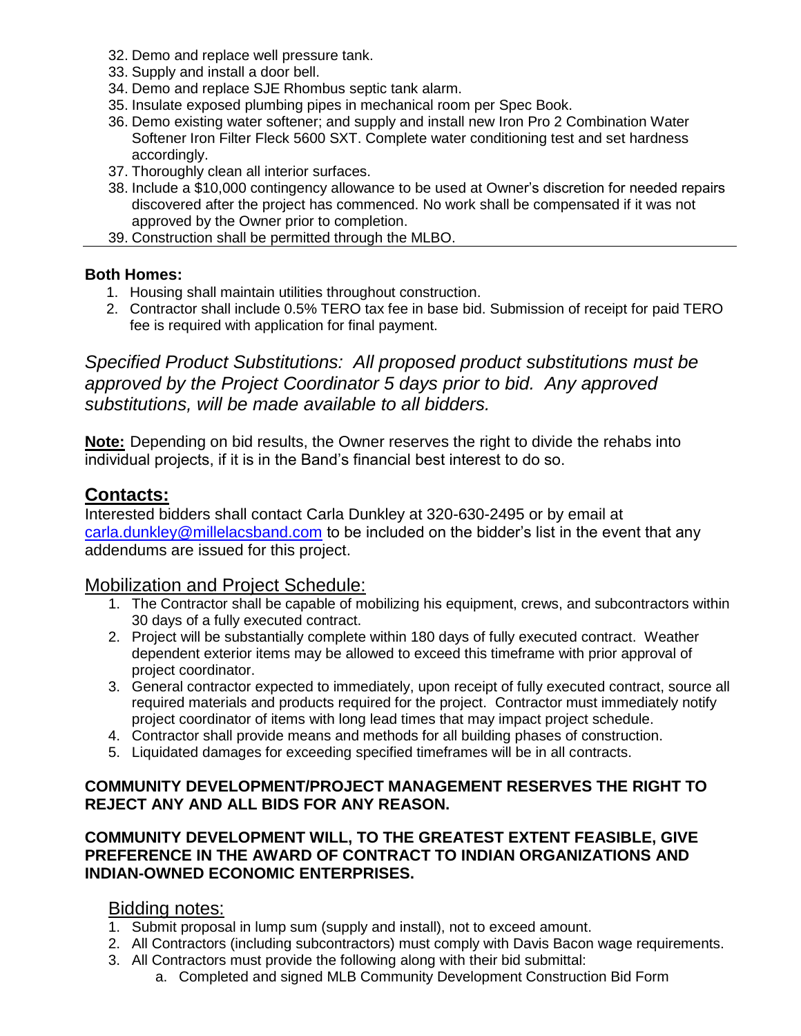32. Demo and replace well pressure tank.
33. Supply and install a door bell.
34. Demo and replace SJE Rhombus septic tank alarm.
35. Insulate exposed plumbing pipes in mechanical room per Spec Book.
36. Demo existing water softener; and supply and install new Iron Pro 2 Combination Water Softener Iron Filter Fleck 5600 SXT. Complete water conditioning test and set hardness accordingly.
37. Thoroughly clean all interior surfaces.
38. Include a $10,000 contingency allowance to be used at Owner's discretion for needed repairs discovered after the project has commenced. No work shall be compensated if it was not approved by the Owner prior to completion.
39. Construction shall be permitted through the MLBO.

---

**Both Homes:**

1. Housing shall maintain utilities throughout construction.
2. Contractor shall include 0.5% TERO tax fee in base bid. Submission of receipt for paid TERO fee is required with application for final payment.

*Specified Product Substitutions: All proposed product substitutions must be approved by the Project Coordinator 5 days prior to bid. Any approved substitutions, will be made available to all bidders.*

**Note:** Depending on bid results, the Owner reserves the right to divide the rehabs into individual projects, if it is in the Band's financial best interest to do so.

## Contacts:

Interested bidders shall contact Carla Dunkley at 320-630-2495 or by email at carla.dunkley@millelacsband.com to be included on the bidder's list in the event that any addendums are issued for this project.

## Mobilization and Project Schedule:

1. The Contractor shall be capable of mobilizing his equipment, crews, and subcontractors within 30 days of a fully executed contract.
2. Project will be substantially complete within 180 days of fully executed contract. Weather dependent exterior items may be allowed to exceed this timeframe with prior approval of project coordinator.
3. General contractor expected to immediately, upon receipt of fully executed contract, source all required materials and products required for the project. Contractor must immediately notify project coordinator of items with long lead times that may impact project schedule.
4. Contractor shall provide means and methods for all building phases of construction.
5. Liquidated damages for exceeding specified timeframes will be in all contracts.

**COMMUNITY DEVELOPMENT/PROJECT MANAGEMENT RESERVES THE RIGHT TO REJECT ANY AND ALL BIDS FOR ANY REASON.**

**COMMUNITY DEVELOPMENT WILL, TO THE GREATEST EXTENT FEASIBLE, GIVE PREFERENCE IN THE AWARD OF CONTRACT TO INDIAN ORGANIZATIONS AND INDIAN-OWNED ECONOMIC ENTERPRISES.**

## Bidding notes:

1. Submit proposal in lump sum (supply and install), not to exceed amount.
2. All Contractors (including subcontractors) must comply with Davis Bacon wage requirements.
3. All Contractors must provide the following along with their bid submittal:
   a. Completed and signed MLB Community Development Construction Bid Form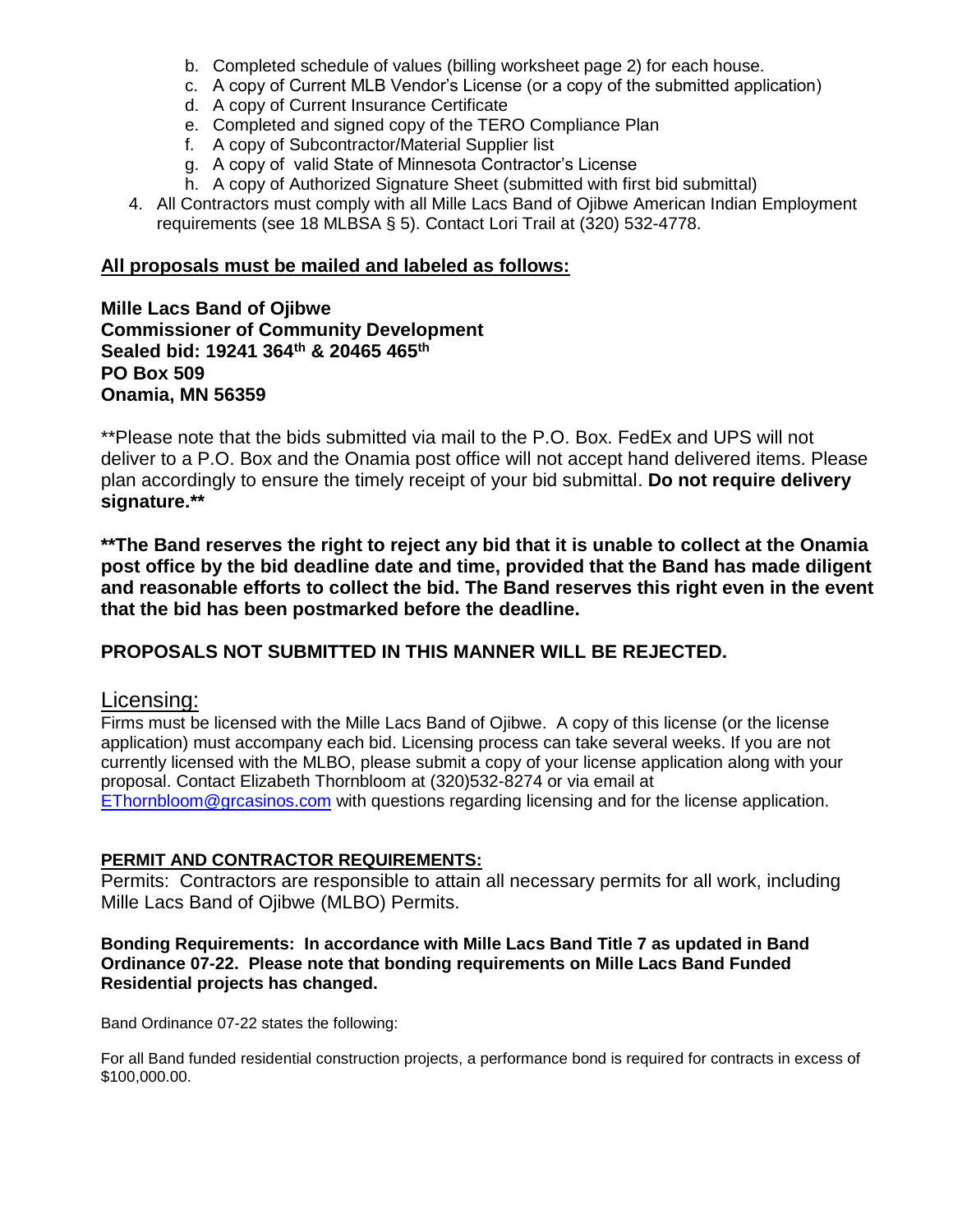b. Completed schedule of values (billing worksheet page 2) for each house.
   c. A copy of Current MLB Vendor's License (or a copy of the submitted application)
   d. A copy of Current Insurance Certificate
   e. Completed and signed copy of the TERO Compliance Plan
   f. A copy of Subcontractor/Material Supplier list
   g. A copy of valid State of Minnesota Contractor's License
   h. A copy of Authorized Signature Sheet (submitted with first bid submittal)
4. All Contractors must comply with all Mille Lacs Band of Ojibwe American Indian Employment requirements (see 18 MLBSA § 5). Contact Lori Trail at (320) 532-4778.

**<u>All proposals must be mailed and labeled as follows:</u>**

**Mille Lacs Band of Ojibwe**
**Commissioner of Community Development**
**Sealed bid: 19241 364th & 20465 465th**
**PO Box 509**
**Onamia, MN 56359**

**Please note that the bids submitted via mail to the P.O. Box. FedEx and UPS will not deliver to a P.O. Box and the Onamia post office will not accept hand delivered items. Please plan accordingly to ensure the timely receipt of your bid submittal. **Do not require delivery signature.****

****The Band reserves the right to reject any bid that it is unable to collect at the Onamia post office by the bid deadline date and time, provided that the Band has made diligent and reasonable efforts to collect the bid. The Band reserves this right even in the event that the bid has been postmarked before the deadline.**

**PROPOSALS NOT SUBMITTED IN THIS MANNER WILL BE REJECTED.**

## <u>Licensing:</u>

Firms must be licensed with the Mille Lacs Band of Ojibwe. A copy of this license (or the license application) must accompany each bid. Licensing process can take several weeks. If you are not currently licensed with the MLBO, please submit a copy of your license application along with your proposal. Contact Elizabeth Thornbloom at (320)532-8274 or via email at EThornbloom@grcasinos.com with questions regarding licensing and for the license application.

**<u>PERMIT AND CONTRACTOR REQUIREMENTS:</u>**

Permits: Contractors are responsible to attain all necessary permits for all work, including Mille Lacs Band of Ojibwe (MLBO) Permits.

**Bonding Requirements: In accordance with Mille Lacs Band Title 7 as updated in Band Ordinance 07-22. Please note that bonding requirements on Mille Lacs Band Funded Residential projects has changed.**

Band Ordinance 07-22 states the following:

For all Band funded residential construction projects, a performance bond is required for contracts in excess of $100,000.00.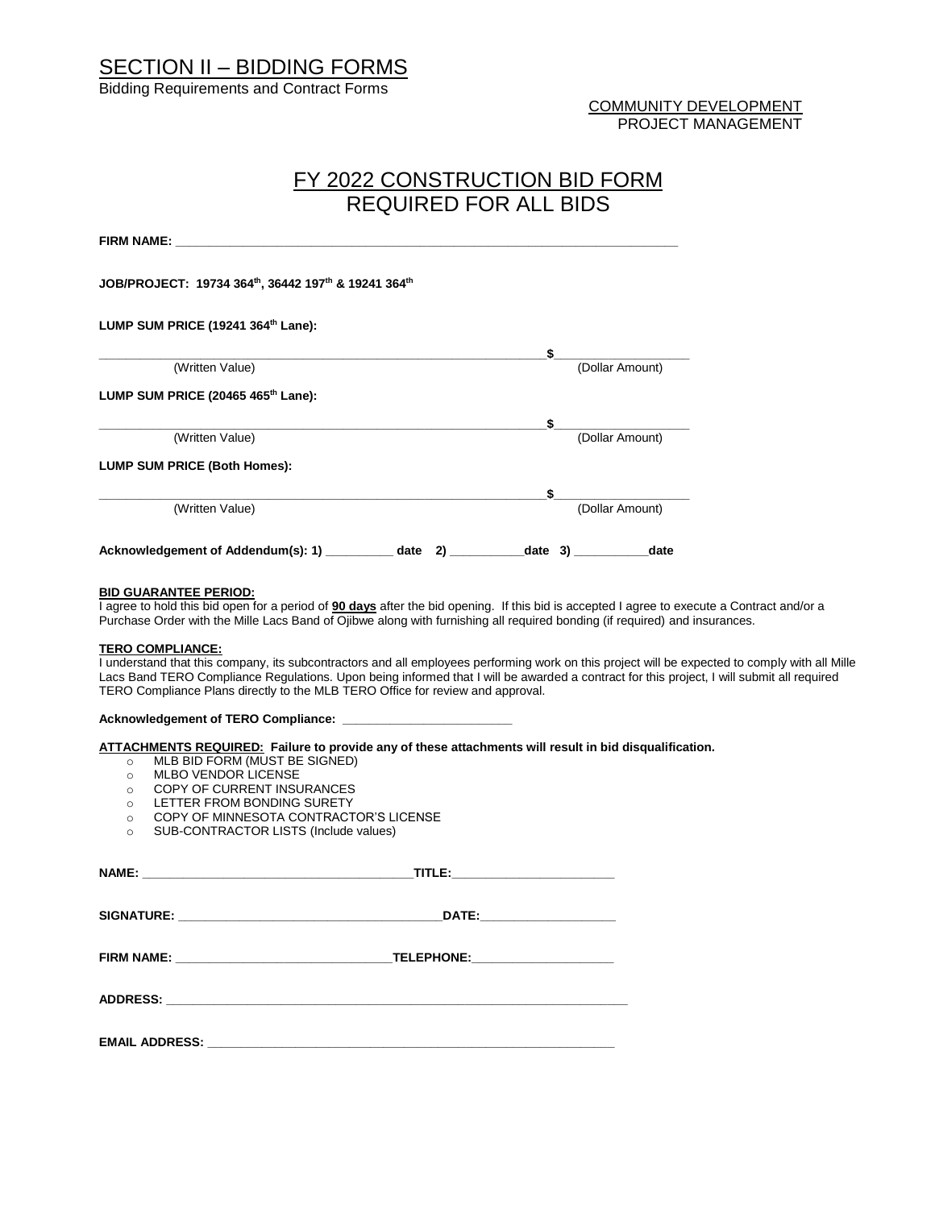# SECTION II – BIDDING FORMS

Bidding Requirements and Contract Forms

COMMUNITY DEVELOPMENT
PROJECT MANAGEMENT

## FY 2022 CONSTRUCTION BID FORM
## REQUIRED FOR ALL BIDS

**FIRM NAME:** ___________________________________________________________________________

**JOB/PROJECT: 19734 364th, 36442 197th & 19241 364th**

**LUMP SUM PRICE (19241 364th Lane):**

_________________________________________________________________ $___________________
(Written Value) (Dollar Amount)

**LUMP SUM PRICE (20465 465th Lane):**

_________________________________________________________________ $___________________
(Written Value) (Dollar Amount)

**LUMP SUM PRICE (Both Homes):**

_________________________________________________________________ $___________________
(Written Value) (Dollar Amount)

**Acknowledgement of Addendum(s): 1) __________ date 2) ___________date 3) ___________date**

**BID GUARANTEE PERIOD:**
I agree to hold this bid open for a period of **90 days** after the bid opening. If this bid is accepted I agree to execute a Contract and/or a Purchase Order with the Mille Lacs Band of Ojibwe along with furnishing all required bonding (if required) and insurances.

**TERO COMPLIANCE:**
I understand that this company, its subcontractors and all employees performing work on this project will be expected to comply with all Mille Lacs Band TERO Compliance Regulations. Upon being informed that I will be awarded a contract for this project, I will submit all required TERO Compliance Plans directly to the MLB TERO Office for review and approval.

**Acknowledgement of TERO Compliance:** _________________________

**ATTACHMENTS REQUIRED: Failure to provide any of these attachments will result in bid disqualification.**

- MLB BID FORM (MUST BE SIGNED)
- MLBO VENDOR LICENSE
- COPY OF CURRENT INSURANCES
- LETTER FROM BONDING SURETY
- COPY OF MINNESOTA CONTRACTOR'S LICENSE
- SUB-CONTRACTOR LISTS (Include values)

**NAME:** ________________________________________ **TITLE:** ________________________

**SIGNATURE:** ______________________________________ **DATE:** ___________________

**FIRM NAME:** _______________________________ **TELEPHONE:** ____________________

**ADDRESS:** _____________________________________________________________________

**EMAIL ADDRESS:** _____________________________________________________________